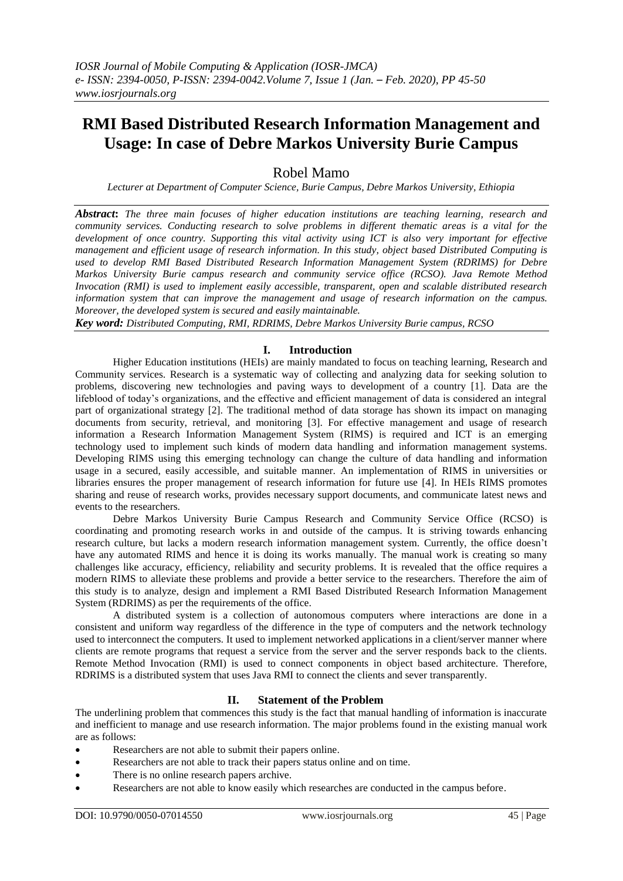// Journal header omitted

# RMI Based Distributed Research Information Management and Usage: In case of Debre Markos University Burie Campus

Robel Mamo

*Lecturer at Department of Computer Science, Burie Campus, Debre Markos University, Ethiopia*

***Abstract*:** *The three main focuses of higher education institutions are teaching learning, research and community services. Conducting research to solve problems in different thematic areas is a vital for the development of once country. Supporting this vital activity using ICT is also very important for effective management and efficient usage of research information. In this study, object based Distributed Computing is used to develop RMI Based Distributed Research Information Management System (RDRIMS) for Debre Markos University Burie campus research and community service office (RCSO). Java Remote Method Invocation (RMI) is used to implement easily accessible, transparent, open and scalable distributed research information system that can improve the management and usage of research information on the campus. Moreover, the developed system is secured and easily maintainable.*

***Key word:*** *Distributed Computing, RMI, RDRIMS, Debre Markos University Burie campus, RCSO*

## I. Introduction

Higher Education institutions (HEIs) are mainly mandated to focus on teaching learning, Research and Community services. Research is a systematic way of collecting and analyzing data for seeking solution to problems, discovering new technologies and paving ways to development of a country [1]. Data are the lifeblood of today's organizations, and the effective and efficient management of data is considered an integral part of organizational strategy [2]. The traditional method of data storage has shown its impact on managing documents from security, retrieval, and monitoring [3]. For effective management and usage of research information a Research Information Management System (RIMS) is required and ICT is an emerging technology used to implement such kinds of modern data handling and information management systems. Developing RIMS using this emerging technology can change the culture of data handling and information usage in a secured, easily accessible, and suitable manner. An implementation of RIMS in universities or libraries ensures the proper management of research information for future use [4]. In HEIs RIMS promotes sharing and reuse of research works, provides necessary support documents, and communicate latest news and events to the researchers.

Debre Markos University Burie Campus Research and Community Service Office (RCSO) is coordinating and promoting research works in and outside of the campus. It is striving towards enhancing research culture, but lacks a modern research information management system. Currently, the office doesn't have any automated RIMS and hence it is doing its works manually. The manual work is creating so many challenges like accuracy, efficiency, reliability and security problems. It is revealed that the office requires a modern RIMS to alleviate these problems and provide a better service to the researchers. Therefore the aim of this study is to analyze, design and implement a RMI Based Distributed Research Information Management System (RDRIMS) as per the requirements of the office.

A distributed system is a collection of autonomous computers where interactions are done in a consistent and uniform way regardless of the difference in the type of computers and the network technology used to interconnect the computers. It used to implement networked applications in a client/server manner where clients are remote programs that request a service from the server and the server responds back to the clients. Remote Method Invocation (RMI) is used to connect components in object based architecture. Therefore, RDRIMS is a distributed system that uses Java RMI to connect the clients and sever transparently.

## II. Statement of the Problem

The underlining problem that commences this study is the fact that manual handling of information is inaccurate and inefficient to manage and use research information. The major problems found in the existing manual work are as follows:

- Researchers are not able to submit their papers online.
- Researchers are not able to track their papers status online and on time.
- There is no online research papers archive.
- Researchers are not able to know easily which researches are conducted in the campus before.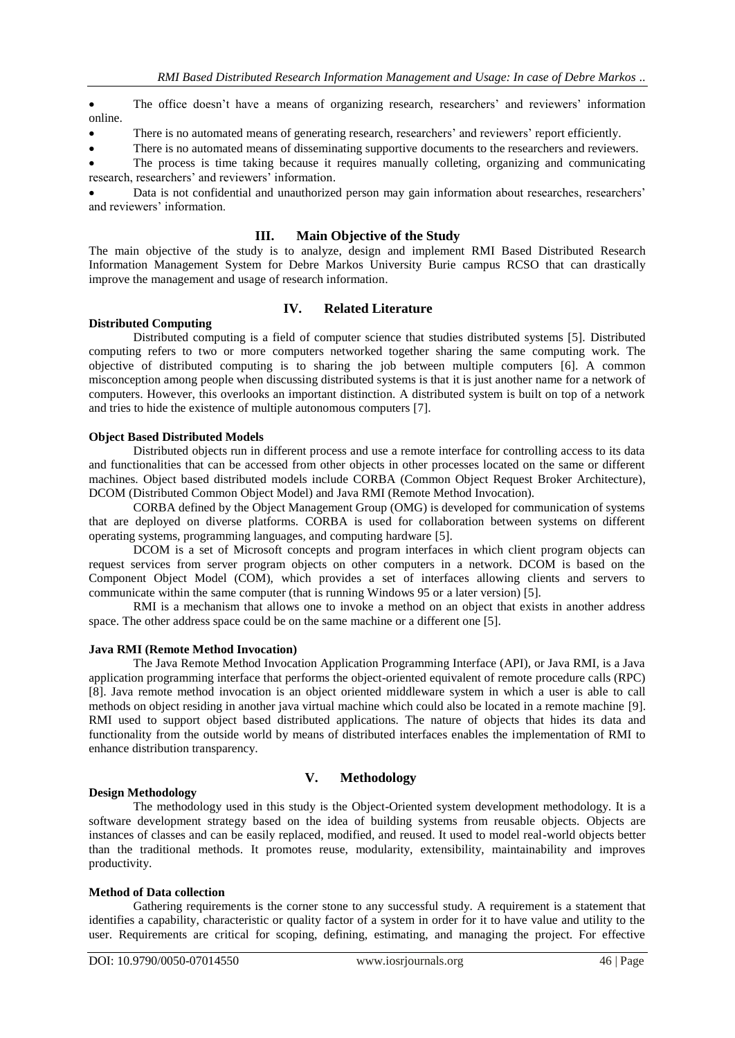- The office doesn't have a means of organizing research, researchers' and reviewers' information online.
- There is no automated means of generating research, researchers' and reviewers' report efficiently.
- There is no automated means of disseminating supportive documents to the researchers and reviewers.
- The process is time taking because it requires manually colleting, organizing and communicating research, researchers' and reviewers' information.
- Data is not confidential and unauthorized person may gain information about researches, researchers' and reviewers' information.

## III. Main Objective of the Study

The main objective of the study is to analyze, design and implement RMI Based Distributed Research Information Management System for Debre Markos University Burie campus RCSO that can drastically improve the management and usage of research information.

## IV. Related Literature

**Distributed Computing**

Distributed computing is a field of computer science that studies distributed systems [5]. Distributed computing refers to two or more computers networked together sharing the same computing work. The objective of distributed computing is to sharing the job between multiple computers [6]. A common misconception among people when discussing distributed systems is that it is just another name for a network of computers. However, this overlooks an important distinction. A distributed system is built on top of a network and tries to hide the existence of multiple autonomous computers [7].

**Object Based Distributed Models**

Distributed objects run in different process and use a remote interface for controlling access to its data and functionalities that can be accessed from other objects in other processes located on the same or different machines. Object based distributed models include CORBA (Common Object Request Broker Architecture), DCOM (Distributed Common Object Model) and Java RMI (Remote Method Invocation).

CORBA defined by the Object Management Group (OMG) is developed for communication of systems that are deployed on diverse platforms. CORBA is used for collaboration between systems on different operating systems, programming languages, and computing hardware [5].

DCOM is a set of Microsoft concepts and program interfaces in which client program objects can request services from server program objects on other computers in a network. DCOM is based on the Component Object Model (COM), which provides a set of interfaces allowing clients and servers to communicate within the same computer (that is running Windows 95 or a later version) [5].

RMI is a mechanism that allows one to invoke a method on an object that exists in another address space. The other address space could be on the same machine or a different one [5].

**Java RMI (Remote Method Invocation)**

The Java Remote Method Invocation Application Programming Interface (API), or Java RMI, is a Java application programming interface that performs the object-oriented equivalent of remote procedure calls (RPC) [8]. Java remote method invocation is an object oriented middleware system in which a user is able to call methods on object residing in another java virtual machine which could also be located in a remote machine [9]. RMI used to support object based distributed applications. The nature of objects that hides its data and functionality from the outside world by means of distributed interfaces enables the implementation of RMI to enhance distribution transparency.

## V. Methodology

**Design Methodology**

The methodology used in this study is the Object-Oriented system development methodology. It is a software development strategy based on the idea of building systems from reusable objects. Objects are instances of classes and can be easily replaced, modified, and reused. It used to model real-world objects better than the traditional methods. It promotes reuse, modularity, extensibility, maintainability and improves productivity.

**Method of Data collection**

Gathering requirements is the corner stone to any successful study. A requirement is a statement that identifies a capability, characteristic or quality factor of a system in order for it to have value and utility to the user. Requirements are critical for scoping, defining, estimating, and managing the project. For effective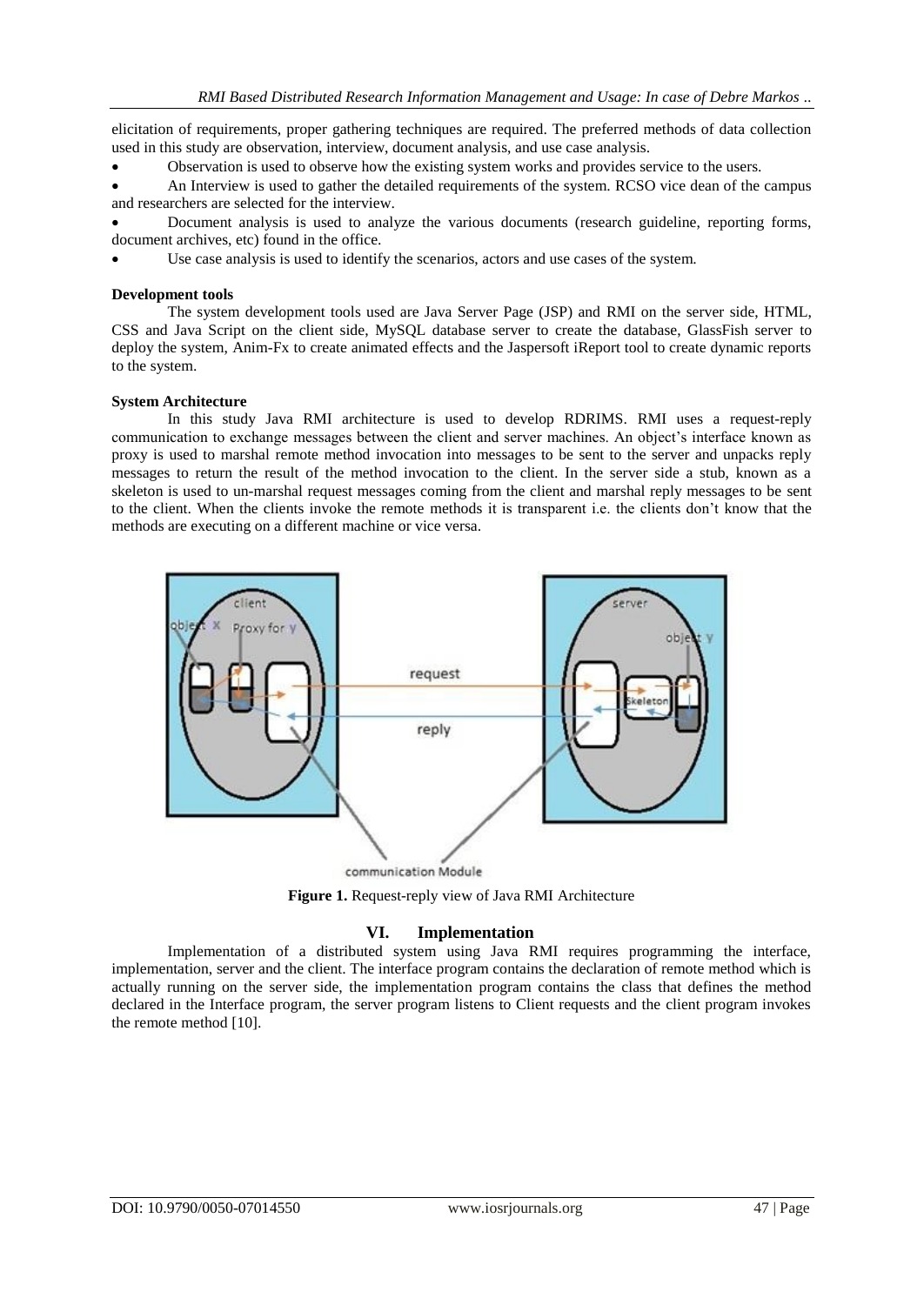elicitation of requirements, proper gathering techniques are required. The preferred methods of data collection used in this study are observation, interview, document analysis, and use case analysis.

- Observation is used to observe how the existing system works and provides service to the users.
- An Interview is used to gather the detailed requirements of the system. RCSO vice dean of the campus and researchers are selected for the interview.
- Document analysis is used to analyze the various documents (research guideline, reporting forms, document archives, etc) found in the office.
- Use case analysis is used to identify the scenarios, actors and use cases of the system.

**Development tools**

The system development tools used are Java Server Page (JSP) and RMI on the server side, HTML, CSS and Java Script on the client side, MySQL database server to create the database, GlassFish server to deploy the system, Anim-Fx to create animated effects and the Jaspersoft iReport tool to create dynamic reports to the system.

**System Architecture**

In this study Java RMI architecture is used to develop RDRIMS. RMI uses a request-reply communication to exchange messages between the client and server machines. An object's interface known as proxy is used to marshal remote method invocation into messages to be sent to the server and unpacks reply messages to return the result of the method invocation to the client. In the server side a stub, known as a skeleton is used to un-marshal request messages coming from the client and marshal reply messages to be sent to the client. When the clients invoke the remote methods it is transparent i.e. the clients don't know that the methods are executing on a different machine or vice versa.

**Figure 1.** Request-reply view of Java RMI Architecture

## VI. Implementation

Implementation of a distributed system using Java RMI requires programming the interface, implementation, server and the client. The interface program contains the declaration of remote method which is actually running on the server side, the implementation program contains the class that defines the method declared in the Interface program, the server program listens to Client requests and the client program invokes the remote method [10].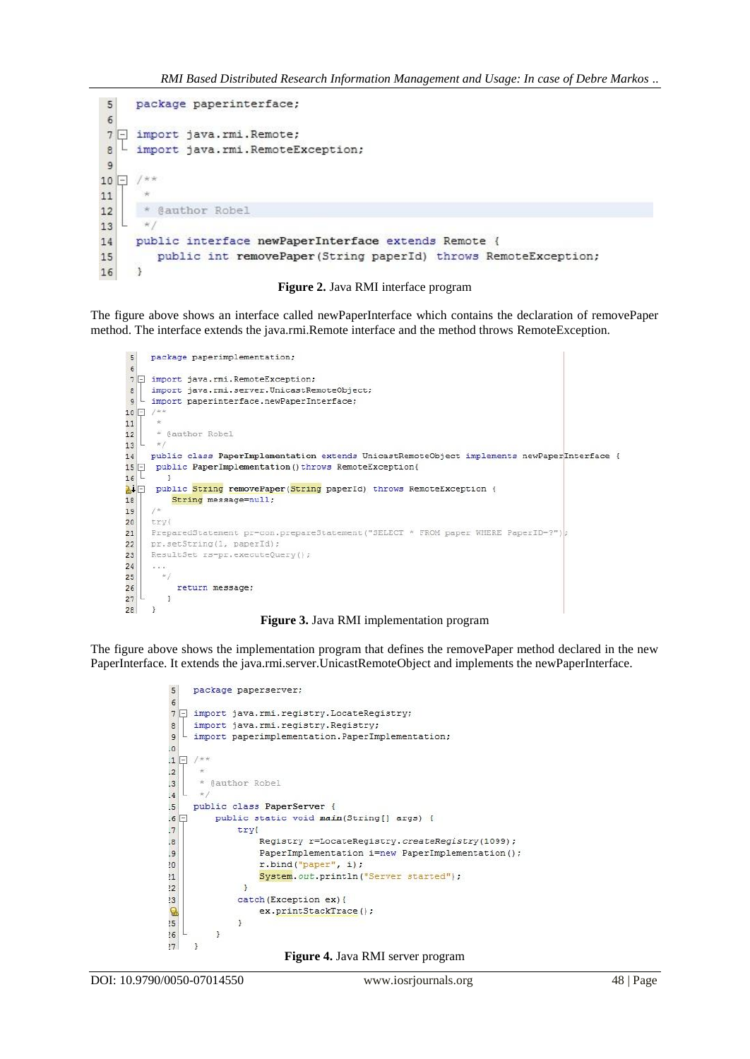```java
package paperinterface;

import java.rmi.Remote;
import java.rmi.RemoteException;

/**
 *
 * @author Robel
 */
public interface newPaperInterface extends Remote {
    public int removePaper(String paperId) throws RemoteException;
}
```

**Figure 2.** Java RMI interface program

The figure above shows an interface called newPaperInterface which contains the declaration of removePaper method. The interface extends the java.rmi.Remote interface and the method throws RemoteException.

```java
package paperimplementation;

import java.rmi.RemoteException;
import java.rmi.server.UnicastRemoteObject;
import paperinterface.newPaperInterface;
/**
 *
 * @author Robel
 */
public class PaperImplementation extends UnicastRemoteObject implements newPaperInterface {
  public PaperImplementation()throws RemoteException{
    }
  public String removePaper(String paperId) throws RemoteException {
      String message=null;
  /*
  try{
  PreparedStatement pr=con.prepareStatement("SELECT * FROM paper WHERE PaperID=?");
  pr.setString(1, paperId);
  ResultSet rs=pr.executeQuery();
  ...
   */
       return message;
    }
 }
```

**Figure 3.** Java RMI implementation program

The figure above shows the implementation program that defines the removePaper method declared in the new PaperInterface. It extends the java.rmi.server.UnicastRemoteObject and implements the newPaperInterface.

```java
package paperserver;

import java.rmi.registry.LocateRegistry;
import java.rmi.registry.Registry;
import paperimplementation.PaperImplementation;

/**
 *
 * @author Robel
 */
public class PaperServer {
    public static void main(String[] args) {
        try{
            Registry r=LocateRegistry.createRegistry(1099);
            PaperImplementation i=new PaperImplementation();
            r.bind("paper", i);
            System.out.println("Server started");
         }
        catch(Exception ex){
            ex.printStackTrace();
        }
    }
 }
```

**Figure 4.** Java RMI server program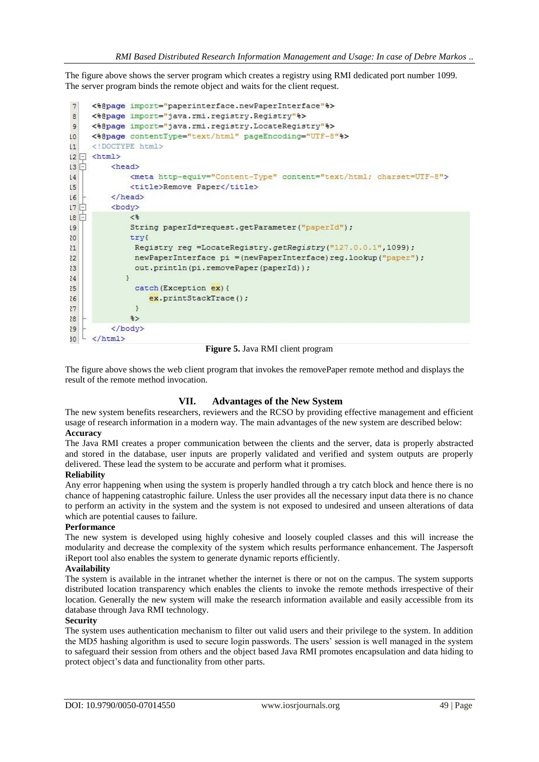The figure above shows the server program which creates a registry using RMI dedicated port number 1099. The server program binds the remote object and waits for the client request.

```
7    <%@page import="paperinterface.newPaperInterface"%>
8    <%@page import="java.rmi.registry.Registry"%>
9    <%@page import="java.rmi.registry.LocateRegistry"%>
10   <%@page contentType="text/html" pageEncoding="UTF-8"%>
11   <!DOCTYPE html>
12   <html>
13       <head>
14           <meta http-equiv="Content-Type" content="text/html; charset=UTF-8">
15           <title>Remove Paper</title>
16       </head>
17       <body>
18           <%
19           String paperId=request.getParameter("paperId");
20           try{
21            Registry reg =LocateRegistry.getRegistry("127.0.0.1",1099);
22            newPaperInterface pi =(newPaperInterface)reg.lookup("paper");
23            out.println(pi.removePaper(paperId));
24          }
25            catch(Exception ex){
26                ex.printStackTrace();
27            }
28           %>
29       </body>
30   </html>
```

**Figure 5.** Java RMI client program

The figure above shows the web client program that invokes the removePaper remote method and displays the result of the remote method invocation.

## VII. Advantages of the New System

The new system benefits researchers, reviewers and the RCSO by providing effective management and efficient usage of research information in a modern way. The main advantages of the new system are described below:

**Accuracy**

The Java RMI creates a proper communication between the clients and the server, data is properly abstracted and stored in the database, user inputs are properly validated and verified and system outputs are properly delivered. These lead the system to be accurate and perform what it promises.

**Reliability**

Any error happening when using the system is properly handled through a try catch block and hence there is no chance of happening catastrophic failure. Unless the user provides all the necessary input data there is no chance to perform an activity in the system and the system is not exposed to undesired and unseen alterations of data which are potential causes to failure.

**Performance**

The new system is developed using highly cohesive and loosely coupled classes and this will increase the modularity and decrease the complexity of the system which results performance enhancement. The Jaspersoft iReport tool also enables the system to generate dynamic reports efficiently.

**Availability**

The system is available in the intranet whether the internet is there or not on the campus. The system supports distributed location transparency which enables the clients to invoke the remote methods irrespective of their location. Generally the new system will make the research information available and easily accessible from its database through Java RMI technology.

**Security**

The system uses authentication mechanism to filter out valid users and their privilege to the system. In addition the MD5 hashing algorithm is used to secure login passwords. The users' session is well managed in the system to safeguard their session from others and the object based Java RMI promotes encapsulation and data hiding to protect object's data and functionality from other parts.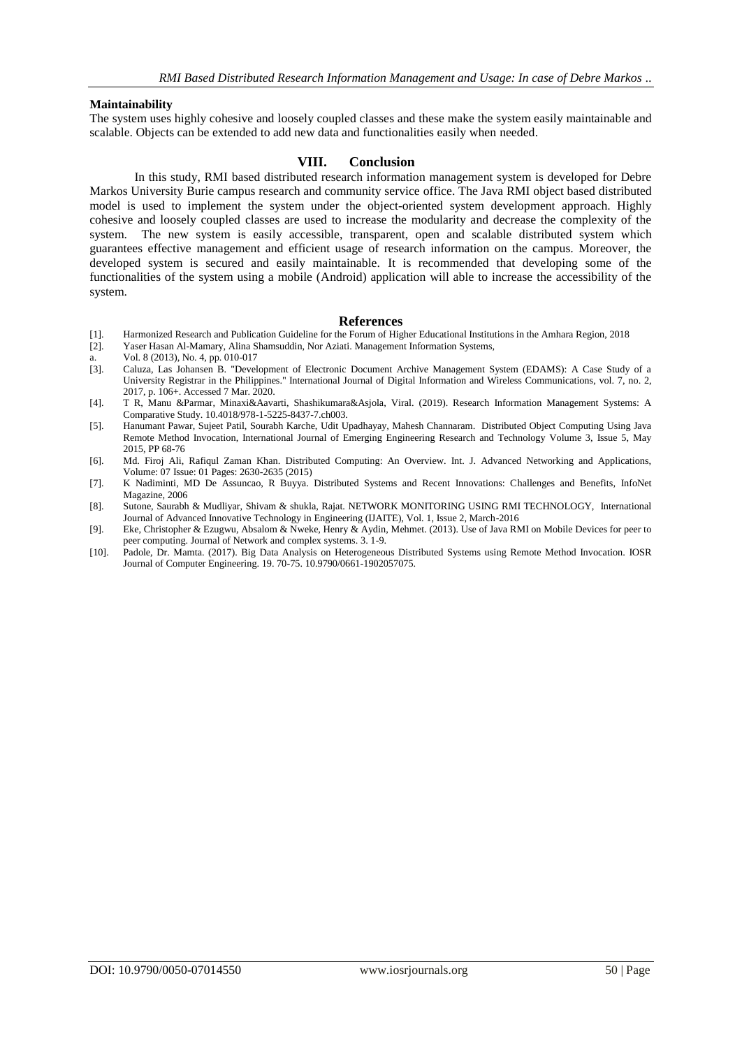**Maintainability**

The system uses highly cohesive and loosely coupled classes and these make the system easily maintainable and scalable. Objects can be extended to add new data and functionalities easily when needed.

## VIII. Conclusion

In this study, RMI based distributed research information management system is developed for Debre Markos University Burie campus research and community service office. The Java RMI object based distributed model is used to implement the system under the object-oriented system development approach. Highly cohesive and loosely coupled classes are used to increase the modularity and decrease the complexity of the system. The new system is easily accessible, transparent, open and scalable distributed system which guarantees effective management and efficient usage of research information on the campus. Moreover, the developed system is secured and easily maintainable. It is recommended that developing some of the functionalities of the system using a mobile (Android) application will able to increase the accessibility of the system.

## References

[1]. Harmonized Research and Publication Guideline for the Forum of Higher Educational Institutions in the Amhara Region, 2018

[2]. Yaser Hasan Al-Mamary, Alina Shamsuddin, Nor Aziati. Management Information Systems,

a. Vol. 8 (2013), No. 4, pp. 010-017

[3]. Caluza, Las Johansen B. "Development of Electronic Document Archive Management System (EDAMS): A Case Study of a University Registrar in the Philippines." International Journal of Digital Information and Wireless Communications, vol. 7, no. 2, 2017, p. 106+. Accessed 7 Mar. 2020.

[4]. T R, Manu &Parmar, Minaxi&Aavarti, Shashikumara&Asjola, Viral. (2019). Research Information Management Systems: A Comparative Study. 10.4018/978-1-5225-8437-7.ch003.

[5]. Hanumant Pawar, Sujeet Patil, Sourabh Karche, Udit Upadhayay, Mahesh Channaram. Distributed Object Computing Using Java Remote Method Invocation, International Journal of Emerging Engineering Research and Technology Volume 3, Issue 5, May 2015, PP 68-76

[6]. Md. Firoj Ali, Rafiqul Zaman Khan. Distributed Computing: An Overview. Int. J. Advanced Networking and Applications, Volume: 07 Issue: 01 Pages: 2630-2635 (2015)

[7]. K Nadiminti, MD De Assuncao, R Buyya. Distributed Systems and Recent Innovations: Challenges and Benefits, InfoNet Magazine, 2006

[8]. Sutone, Saurabh & Mudliyar, Shivam & shukla, Rajat. NETWORK MONITORING USING RMI TECHNOLOGY, International Journal of Advanced Innovative Technology in Engineering (IJAITE), Vol. 1, Issue 2, March-2016

[9]. Eke, Christopher & Ezugwu, Absalom & Nweke, Henry & Aydin, Mehmet. (2013). Use of Java RMI on Mobile Devices for peer to peer computing. Journal of Network and complex systems. 3. 1-9.

[10]. Padole, Dr. Mamta. (2017). Big Data Analysis on Heterogeneous Distributed Systems using Remote Method Invocation. IOSR Journal of Computer Engineering. 19. 70-75. 10.9790/0661-1902057075.